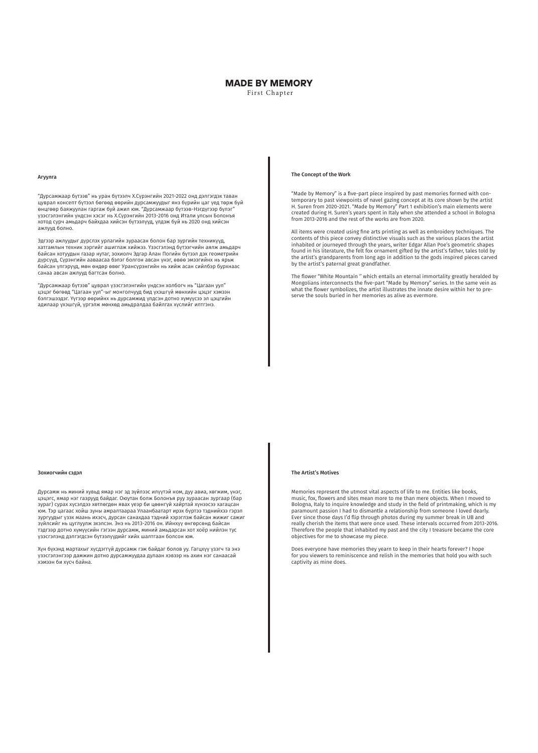# MADE BY MEMORY

First Chapter

### Агуулга

"Дурсамжаар бүтээв" нь уран бүтээлч Х.Сүрэнгийн 2021-2022 онд дэлгэгдэх таван цуврал концепт бүтээл бөгөөд өөрийн дурсамжуудыг янз бүрийн цаг үед төрж буй өнцгөөр баяжуулан гаргаж буй ажил юм. "Дурсамжаар бүтээв-Нэгдүгээр бүлэг" үзэсгэлэнгийн үндсэн хэсэг нь Х.Сүрэнгийн 2013-2016 онд Итали улсын Болонъя хотод сурч амьдарч байхдаа хийсэн бүтээлүүд, үлдэж буй нь 2020 онд хийсэн ажлууд болно.

Эдгээр ажлуудыг дүрслэх урлагийн зураасан болон бар зургийн техникүүд, хатгамлын техник зэргийг ашиглаж хийжээ. Үзэсгэлэнд бүтээгчийн аялж амьдарч байсан хотуудын газар нутаг, зохиолч Эдгар Алан Погийн бүтээл дэх геометрийн дүрсүүд, Сүрэнгийн аавааса бэлэг болгон авсан үнэг, өвөө эмээгийнх нь ярьж байсан үлгэрүүд, мөн өндөр өвөг Урансүрэнгийн нь хийж асан сийлбэр бурхнаас санаа авсан ажлууд багтсан болно.

"Дурсамжаар бүтээв" цуврал үзэсгэлэнгийн үндсэн холбогч нь "Цагаан уул" цэцэг бөгөөд "Цагаан уул"-ыг монголчууд бид үхэшгүй мөнхийн цэцэг хэмээн бэлгэшээдэг. Үүгээр өөрийнх нь дурсамжид үлдсэн дотно хүмүүсээ эл цэцгийн адилаар үхэшгүй, үргэлж мөнхөд амьдралдаа байлгах хүслийг илтгэнэ.

### The Concept of the Work

"Made by Memory" is a five-part piece inspired by past memories formed with contemporary to past viewpoints of navel gazing concept at its core shown by the artist H. Suren from 2020-2021. "Made by Memory" Part 1 exhibition's main elements were created during H. Suren's years spent in Italy when she attended a school in Bologna from 2013-2016 and the rest of the works are from 2020.

All items were created using fine arts printing as well as embroidery techniques. The contents of this piece convey distinctive visuals such as the various places the artist inhabited or journeyed through the years, writer Edgar Allan Poe's geometric shapes found in his literature, the felt fox ornament gifted by the artist's father, tales told by the artist's grandparents from long ago in addition to the gods inspired pieces carved by the artist's paternal great grandfather.

The flower "White Mountain " which entails an eternal immortality greatly heralded by Mongolians interconnects the five-part "Made by Memory" series. In the same vein as what the flower symbolizes, the artist illustrates the innate desire within her to preserve the souls buried in her memories as alive as evermore.

### Зохиогчийн сэдэл

Дурсамж нь миний хувьд ямар нэг эд зүйлээс илүүтэй ном, дуу авиа, хөгжим, үнэг, цэцэг, ямар нэг газрууд байдаг. Оюутан болж Болонъя руу зураасан зургаар (бар зураг) сурах хүсэлдээ хөтлөгдөн явах үеэр би цөөнгүй хайртай хүнээсээ хагацсан юм. Тэр цагаас хойш зуны амралтаараа Улаанбаатарт ирэх бүртээ тэднийхээ гэрэл зургуудыг үзэх маань ихэсч, дурсан санахдаа тэдний хэрэглэж байсан жижиг сажиг зүйлсийг нь цуглуулж эхэлсэн. Энэ нь 2013-2016 он. Ийнхүү өнгөрсөнд байсан тэдгээр дотно хүмүүсийн гэгээн дурсамж, миний амьдарсан хот хоёр нийлэн тус үзэсгэлэнд дэлгэгдсэн бүтээлүүдийг хийх шалтгаан болсон юм.

Хүн бүхэнд мартахыг хүсдэггүй дурсамж гэж байдаг болов уу. Гагцхүү үзэгч та энэ үзэсгэлэнгээр дамжин дотно дурсамжуудаа дулаан хэвээр нь ахин нэг санаасай хэмээн би хүсч байна.

### The Artist's Motives

Memories represent the utmost vital aspects of life to me. Entities like books, music, fox, flowers and sites mean more to me than mere objects. When I moved to Bologna, Italy to inquire knowledge and study in the field of printmaking, which is my paramount passion I had to dismantle a relationship from someone I loved dearly. Ever since those days I'd flip through photos during my summer break in UB and really cherish the items that were once used. These intervals occurred from 2013-2016. Therefore the people that inhabited my past and the city I treasure became the core objectives for me to showcase my piece.

Does everyone have memories they yearn to keep in their hearts forever? I hope for you viewers to reminiscence and relish in the memories that hold you with such captivity as mine does.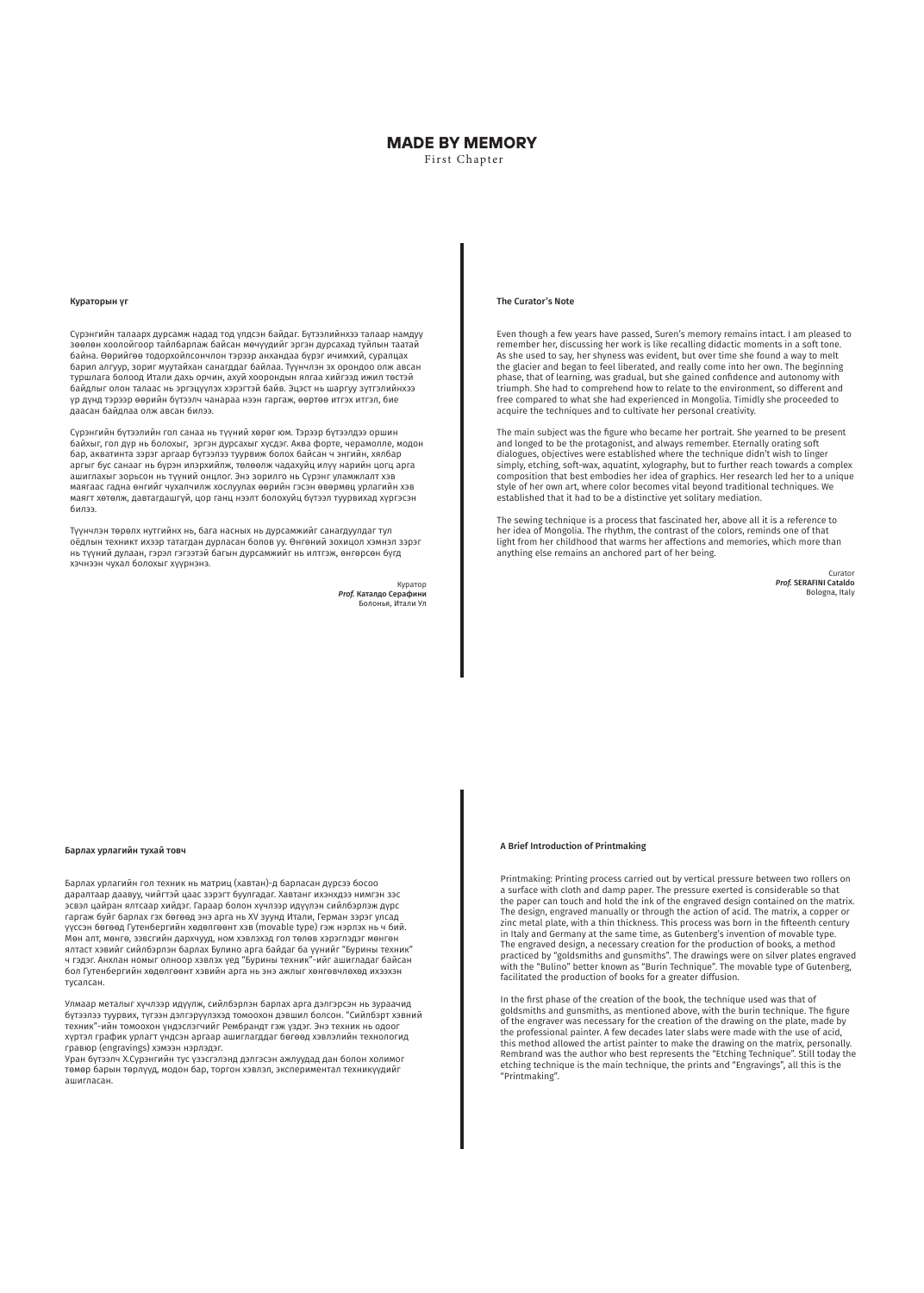# MADE BY MEMORY

First Chapter

### Кураторын үг

Сүрэнгийн талаарх дурсамж надад тод үлдсэн байдаг. Бүтээлийнхээ талаар намдуу зөөлөн хоолойгоор тайлбарлаж байсан мөчүүдийг эргэн дурсахад туйлын таатай байна. Өөрийгөө тодорхойлсончлон тэрээр анхандаа бүрэг ичимхий, суралцах барил алгуур, зориг муутайхан санагддаг байлаа. Түүнчлэн эх орондоо олж авсан туршлага болоод Итали дахь орчин, ахуй хоорондын ялгаа хийгээд ижил төстэй байдлыг олон талаас нь эргэцүүлэх хэрэгтэй байв. Эцэст нь шаргуу зүтгэлийнхээ үр дүнд тэрээр өөрийн бүтээлч чанараа нээн гаргаж, өөртөө итгэх итгэл, бие даасан байдлаа олж авсан билээ.

Сүрэнгийн бүтээлийн гол санаа нь түүний хөрөг юм. Тэрээр бүтээлдээ оршин байхыг, гол дүр нь болохыг, эргэн дурсахыг хүсдэг. Аква форте, черамолле, модон бар, акватинта зэрэг аргаар бүтээлээ туурвиж болох байсан ч энгийн, хялбар аргыг бус санааг нь бүрэн илэрхийлж, төлөөлж чадахуйц илүү нарийн цогц арга ашиглахыг зорьсон нь түүний онцлог. Энэ зорилго нь Сүрэнг уламжлалт хэв маягаас гадна өнгийг чухалчилж хослуулах өөрийн гэсэн өвөрмөц урлагийн хэв маягт хөтөлж, давтагдашгүй, цор ганц нээлт болохуйц бүтээл туурвихад хүргэсэн билээ.

Түүнчлэн төрөлх нутгийнх нь, бага насных нь дурсамжийг санагдуулдаг тул оёдлын техникт ихээр татагдан дурласан болов уу. Өнгөний зохицол хэмнэл зэрэг нь түүний дулаан, гэрэл гэгээтэй багын дурсамжийг нь илтгэж, өнгөрсөн бүгд хэчнээн чухал болохыг хүүрнэнэ.

Куратор
*Prof.* **Каталдо Серафини**
Болонья, Итали Ул

### The Curator's Note

Even though a few years have passed, Suren's memory remains intact. I am pleased to remember her, discussing her work is like recalling didactic moments in a soft tone. As she used to say, her shyness was evident, but over time she found a way to melt the glacier and began to feel liberated, and really come into her own. The beginning phase, that of learning, was gradual, but she gained confidence and autonomy with triumph. She had to comprehend how to relate to the environment, so different and free compared to what she had experienced in Mongolia. Timidly she proceeded to acquire the techniques and to cultivate her personal creativity.

The main subject was the figure who became her portrait. She yearned to be present and longed to be the protagonist, and always remember. Eternally orating soft dialogues, objectives were established where the technique didn't wish to linger simply, etching, soft-wax, aquatint, xylography, but to further reach towards a complex composition that best embodies her idea of graphics. Her research led her to a unique style of her own art, where color becomes vital beyond traditional techniques. We established that it had to be a distinctive yet solitary mediation.

The sewing technique is a process that fascinated her, above all it is a reference to her idea of Mongolia. The rhythm, the contrast of the colors, reminds one of that light from her childhood that warms her affections and memories, which more than anything else remains an anchored part of her being.

Curator
*Prof.* **SERAFINI Cataldo**
Bologna, Italy

### Барлах урлагийн тухай товч

Барлах урлагийн гол техник нь матриц (хавтан)-д барласан дүрсээ босоо даралтаар даавуу, чийгтэй цаас зэрэгт буулгадаг. Хавтанг ихэнхдээ нимгэн зэс эсвэл цайран ялтсаар хийдэг. Гараар болон хүчлээр идүүлэн сийлбэрлэж дүрс гаргаж буйг барлах гэх бөгөөд энэ арга нь XV зуунд Итали, Герман зэрэг улсад үүссэн бөгөөд Гутенбергийн хөдөлгөөнт хэв (movable type) гэж нэрлэх нь ч бий. Мөн алт, мөнгө, зэвсгийн дархчууд, ном хэвлэхэд гол төлөв хэрэглэдэг мөнгөн ялтаст хэвийг сийлбэрлэн барлах Булино арга байдаг ба үүнийг "Бурины техник" ч гэдэг. Анхлан номыг олноор хэвлэх үед "Бурины техник"-ийг ашигладаг байсан бол Гутенбергийн хөдөлгөөнт хэвийн арга нь энэ ажлыг хөнгөвчлөхөд ихээхэн тусалсан.

Улмаар металыг хүчлээр идүүлж, сийлбэрлэн барлах арга дэлгэрсэн нь зураачид бүтээлээ туурвих, түгээн дэлгэрүүлэхэд томоохон дэвшил болсон. "Сийлбэрт хэвний техник"-ийн томоохон үндэслэгчийг Рембрандт гэж үздэг. Энэ техник нь одоог хүртэл график урлагт үндсэн аргаар ашиглагддаг бөгөөд хэвлэлийн технологид гравюр (engravings) хэмээн нэрлэдэг.
Уран бүтээлч Х.Сүрэнгийн тус үзэсгэлэнд дэлгэсэн ажлуудад дан болон холимог төмөр барын төрлүүд, модон бар, торгон хэвлэл, экспериментал техникүүдийг ашигласан.

### A Brief Introduction of Printmaking

Printmaking: Printing process carried out by vertical pressure between two rollers on a surface with cloth and damp paper. The pressure exerted is considerable so that the paper can touch and hold the ink of the engraved design contained on the matrix. The design, engraved manually or through the action of acid. The matrix, a copper or zinc metal plate, with a thin thickness. This process was born in the fifteenth century in Italy and Germany at the same time, as Gutenberg's invention of movable type. The engraved design, a necessary creation for the production of books, a method practiced by "goldsmiths and gunsmiths". The drawings were on silver plates engraved with the "Bulino" better known as "Burin Technique". The movable type of Gutenberg, facilitated the production of books for a greater diffusion.

In the first phase of the creation of the book, the technique used was that of goldsmiths and gunsmiths, as mentioned above, with the burin technique. The figure of the engraver was necessary for the creation of the drawing on the plate, made by the professional painter. A few decades later slabs were made with the use of acid, this method allowed the artist painter to make the drawing on the matrix, personally. Rembrand was the author who best represents the "Etching Technique". Still today the etching technique is the main technique, the prints and "Engravings", all this is the "Printmaking".